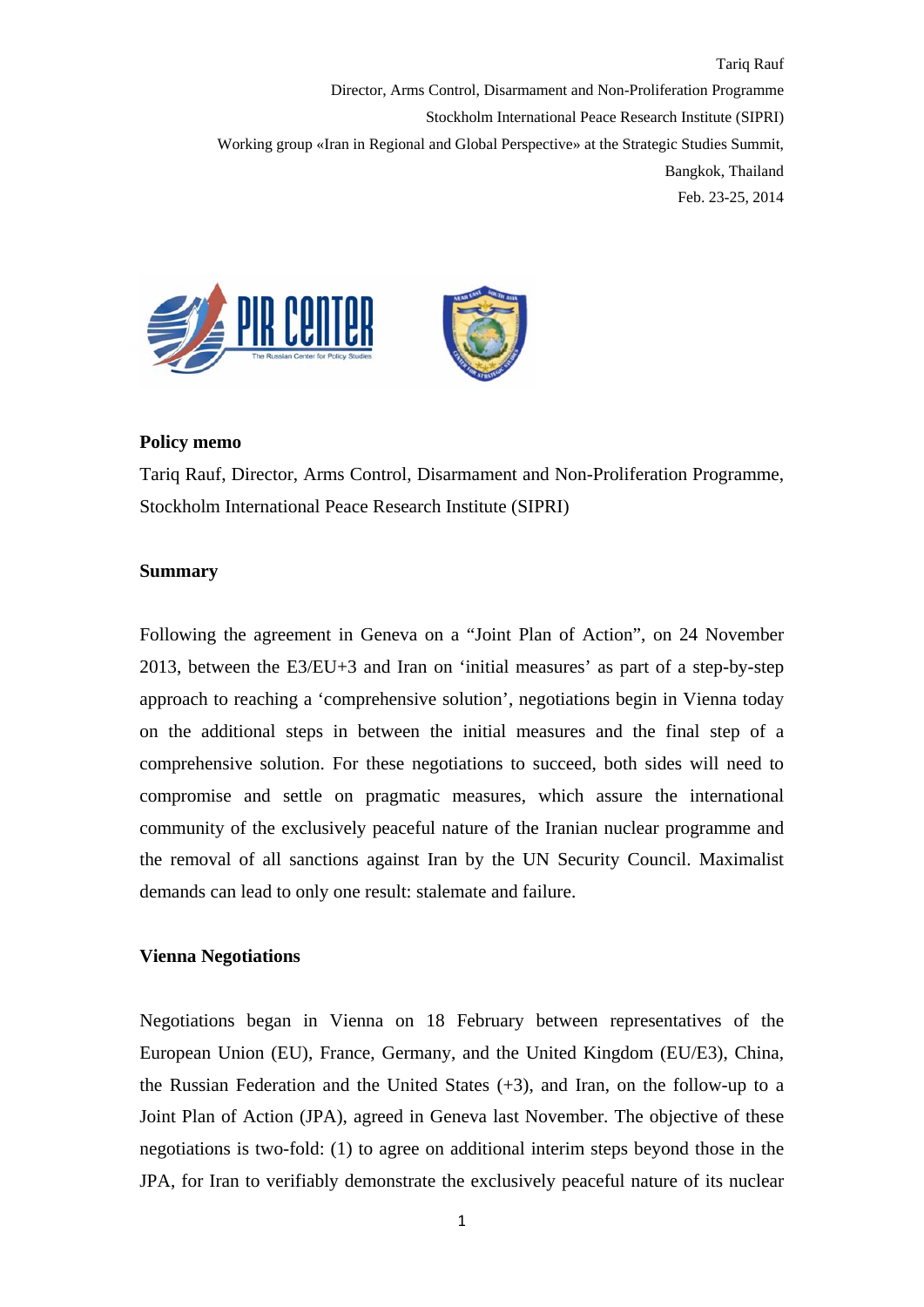Tariq Rauf

Director, Arms Control, Disarmament and Non-Proliferation Programme

Stockholm International Peace Research Institute (SIPRI)

Working group «Iran in Regional and Global Perspective» at the Strategic Studies Summit,

Bangkok, Thailand

Feb. 23-25, 2014

**Policy memo**

Tariq Rauf, Director, Arms Control, Disarmament and Non-Proliferation Programme, Stockholm International Peace Research Institute (SIPRI)

**Summary**

Following the agreement in Geneva on a "Joint Plan of Action", on 24 November 2013, between the E3/EU+3 and Iran on 'initial measures' as part of a step-by-step approach to reaching a 'comprehensive solution', negotiations begin in Vienna today on the additional steps in between the initial measures and the final step of a comprehensive solution. For these negotiations to succeed, both sides will need to compromise and settle on pragmatic measures, which assure the international community of the exclusively peaceful nature of the Iranian nuclear programme and the removal of all sanctions against Iran by the UN Security Council. Maximalist demands can lead to only one result: stalemate and failure.

**Vienna Negotiations**

Negotiations began in Vienna on 18 February between representatives of the European Union (EU), France, Germany, and the United Kingdom (EU/E3), China, the Russian Federation and the United States (+3), and Iran, on the follow-up to a Joint Plan of Action (JPA), agreed in Geneva last November. The objective of these negotiations is two-fold: (1) to agree on additional interim steps beyond those in the JPA, for Iran to verifiably demonstrate the exclusively peaceful nature of its nuclear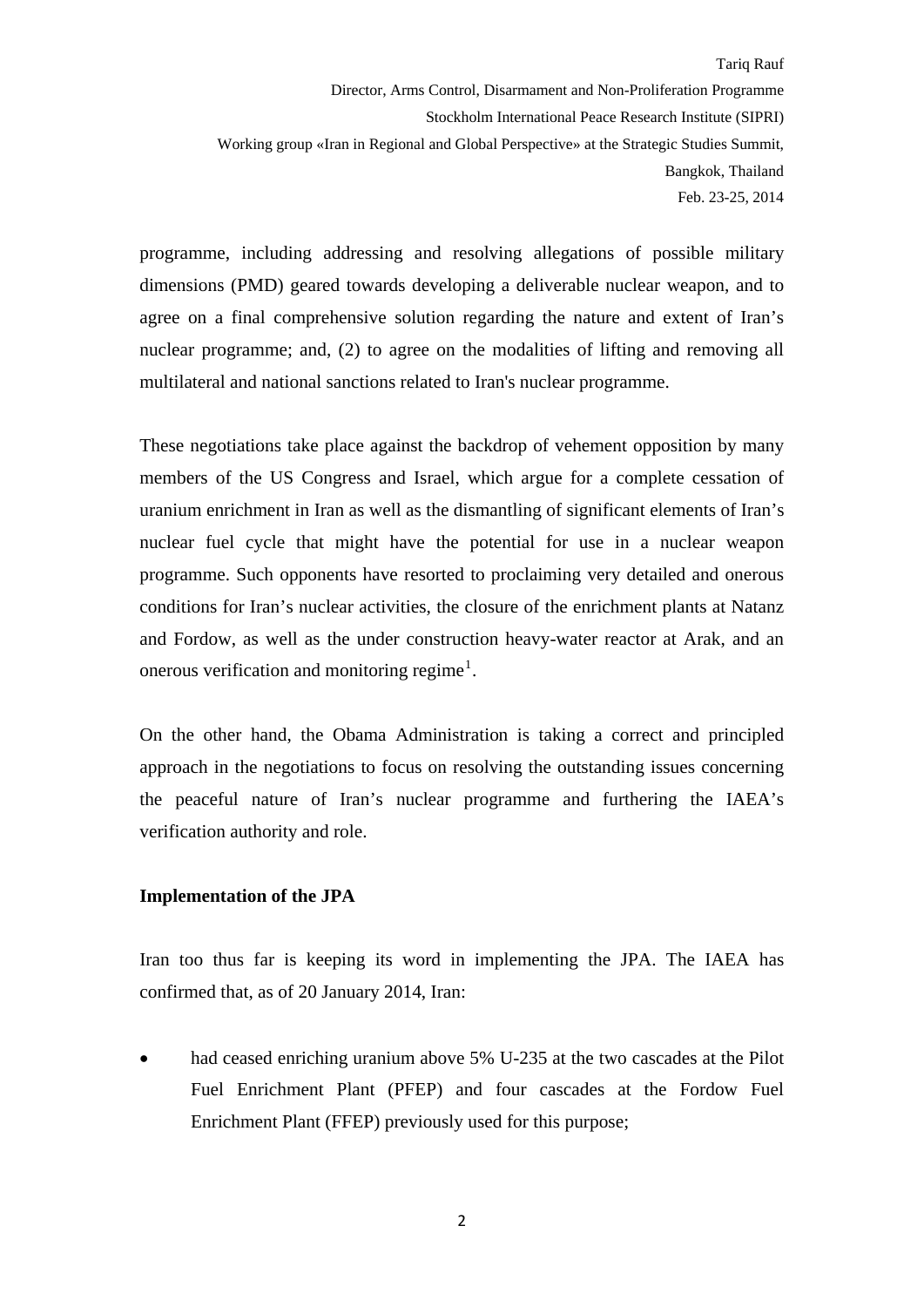programme, including addressing and resolving allegations of possible military dimensions (PMD) geared towards developing a deliverable nuclear weapon, and to agree on a final comprehensive solution regarding the nature and extent of Iran's nuclear programme; and, (2) to agree on the modalities of lifting and removing all multilateral and national sanctions related to Iran's nuclear programme.

These negotiations take place against the backdrop of vehement opposition by many members of the US Congress and Israel, which argue for a complete cessation of uranium enrichment in Iran as well as the dismantling of significant elements of Iran's nuclear fuel cycle that might have the potential for use in a nuclear weapon programme. Such opponents have resorted to proclaiming very detailed and onerous conditions for Iran's nuclear activities, the closure of the enrichment plants at Natanz and Fordow, as well as the under construction heavy-water reactor at Arak, and an onerous verification and monitoring regime[1].

On the other hand, the Obama Administration is taking a correct and principled approach in the negotiations to focus on resolving the outstanding issues concerning the peaceful nature of Iran's nuclear programme and furthering the IAEA's verification authority and role.

### Implementation of the JPA

Iran too thus far is keeping its word in implementing the JPA. The IAEA has confirmed that, as of 20 January 2014, Iran:

- had ceased enriching uranium above 5% U-235 at the two cascades at the Pilot Fuel Enrichment Plant (PFEP) and four cascades at the Fordow Fuel Enrichment Plant (FFEP) previously used for this purpose;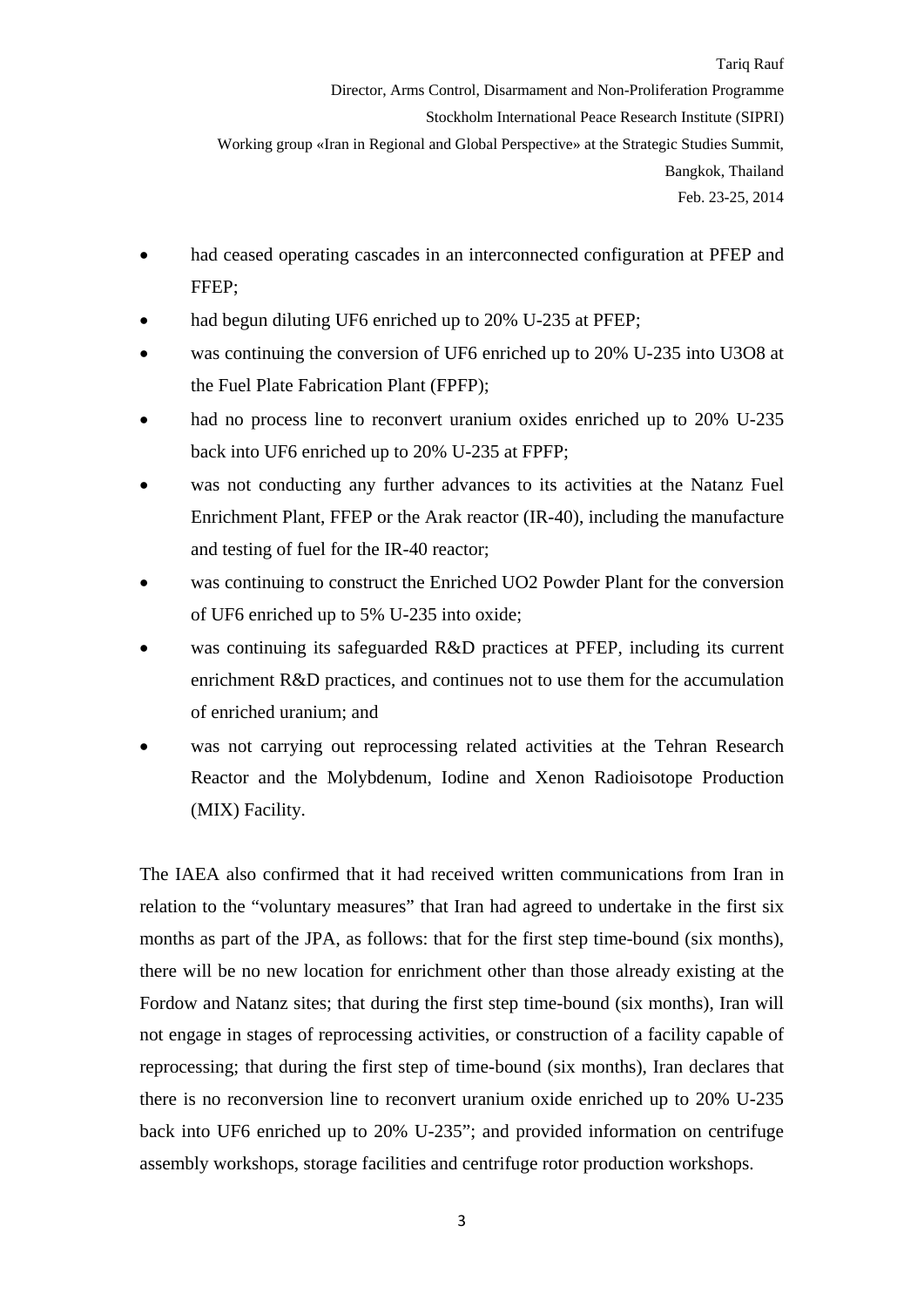- had ceased operating cascades in an interconnected configuration at PFEP and FFEP;
- had begun diluting UF6 enriched up to 20% U-235 at PFEP;
- was continuing the conversion of UF6 enriched up to 20% U-235 into U3O8 at the Fuel Plate Fabrication Plant (FPFP);
- had no process line to reconvert uranium oxides enriched up to 20% U-235 back into UF6 enriched up to 20% U-235 at FPFP;
- was not conducting any further advances to its activities at the Natanz Fuel Enrichment Plant, FFEP or the Arak reactor (IR-40), including the manufacture and testing of fuel for the IR-40 reactor;
- was continuing to construct the Enriched UO2 Powder Plant for the conversion of UF6 enriched up to 5% U-235 into oxide;
- was continuing its safeguarded R&D practices at PFEP, including its current enrichment R&D practices, and continues not to use them for the accumulation of enriched uranium; and
- was not carrying out reprocessing related activities at the Tehran Research Reactor and the Molybdenum, Iodine and Xenon Radioisotope Production (MIX) Facility.

The IAEA also confirmed that it had received written communications from Iran in relation to the "voluntary measures" that Iran had agreed to undertake in the first six months as part of the JPA, as follows: that for the first step time-bound (six months), there will be no new location for enrichment other than those already existing at the Fordow and Natanz sites; that during the first step time-bound (six months), Iran will not engage in stages of reprocessing activities, or construction of a facility capable of reprocessing; that during the first step of time-bound (six months), Iran declares that there is no reconversion line to reconvert uranium oxide enriched up to 20% U-235 back into UF6 enriched up to 20% U-235"; and provided information on centrifuge assembly workshops, storage facilities and centrifuge rotor production workshops.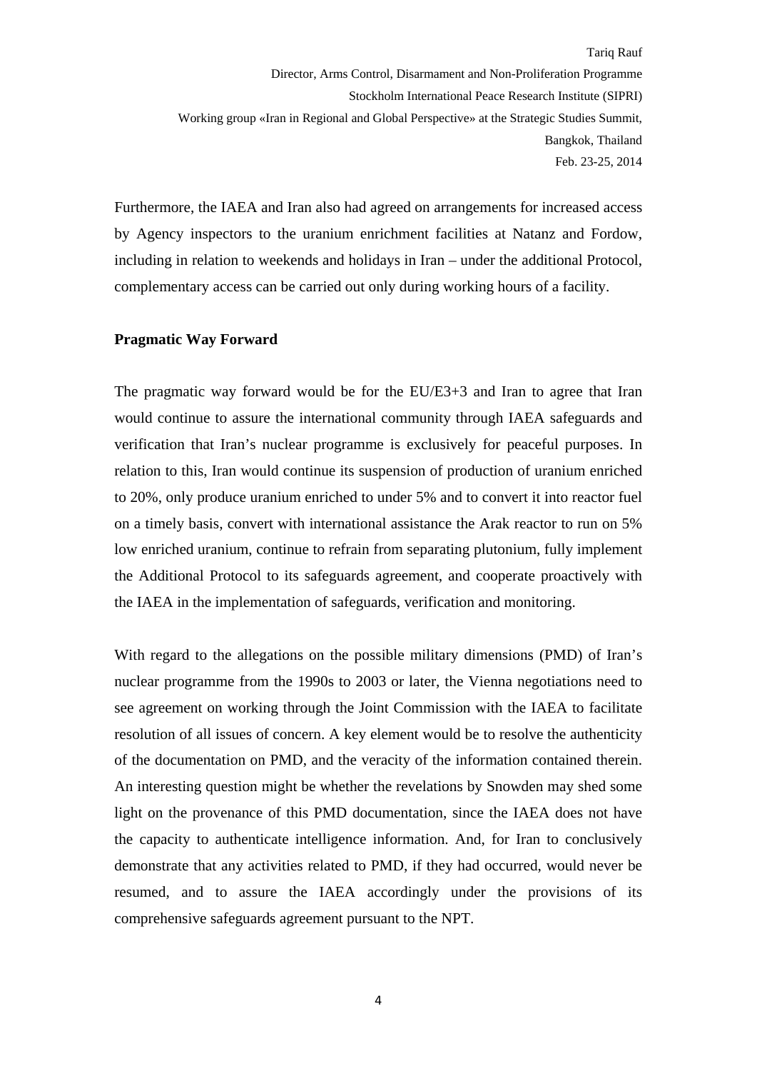Furthermore, the IAEA and Iran also had agreed on arrangements for increased access by Agency inspectors to the uranium enrichment facilities at Natanz and Fordow, including in relation to weekends and holidays in Iran – under the additional Protocol, complementary access can be carried out only during working hours of a facility.

**Pragmatic Way Forward**

The pragmatic way forward would be for the EU/E3+3 and Iran to agree that Iran would continue to assure the international community through IAEA safeguards and verification that Iran's nuclear programme is exclusively for peaceful purposes. In relation to this, Iran would continue its suspension of production of uranium enriched to 20%, only produce uranium enriched to under 5% and to convert it into reactor fuel on a timely basis, convert with international assistance the Arak reactor to run on 5% low enriched uranium, continue to refrain from separating plutonium, fully implement the Additional Protocol to its safeguards agreement, and cooperate proactively with the IAEA in the implementation of safeguards, verification and monitoring.

With regard to the allegations on the possible military dimensions (PMD) of Iran's nuclear programme from the 1990s to 2003 or later, the Vienna negotiations need to see agreement on working through the Joint Commission with the IAEA to facilitate resolution of all issues of concern. A key element would be to resolve the authenticity of the documentation on PMD, and the veracity of the information contained therein. An interesting question might be whether the revelations by Snowden may shed some light on the provenance of this PMD documentation, since the IAEA does not have the capacity to authenticate intelligence information. And, for Iran to conclusively demonstrate that any activities related to PMD, if they had occurred, would never be resumed, and to assure the IAEA accordingly under the provisions of its comprehensive safeguards agreement pursuant to the NPT.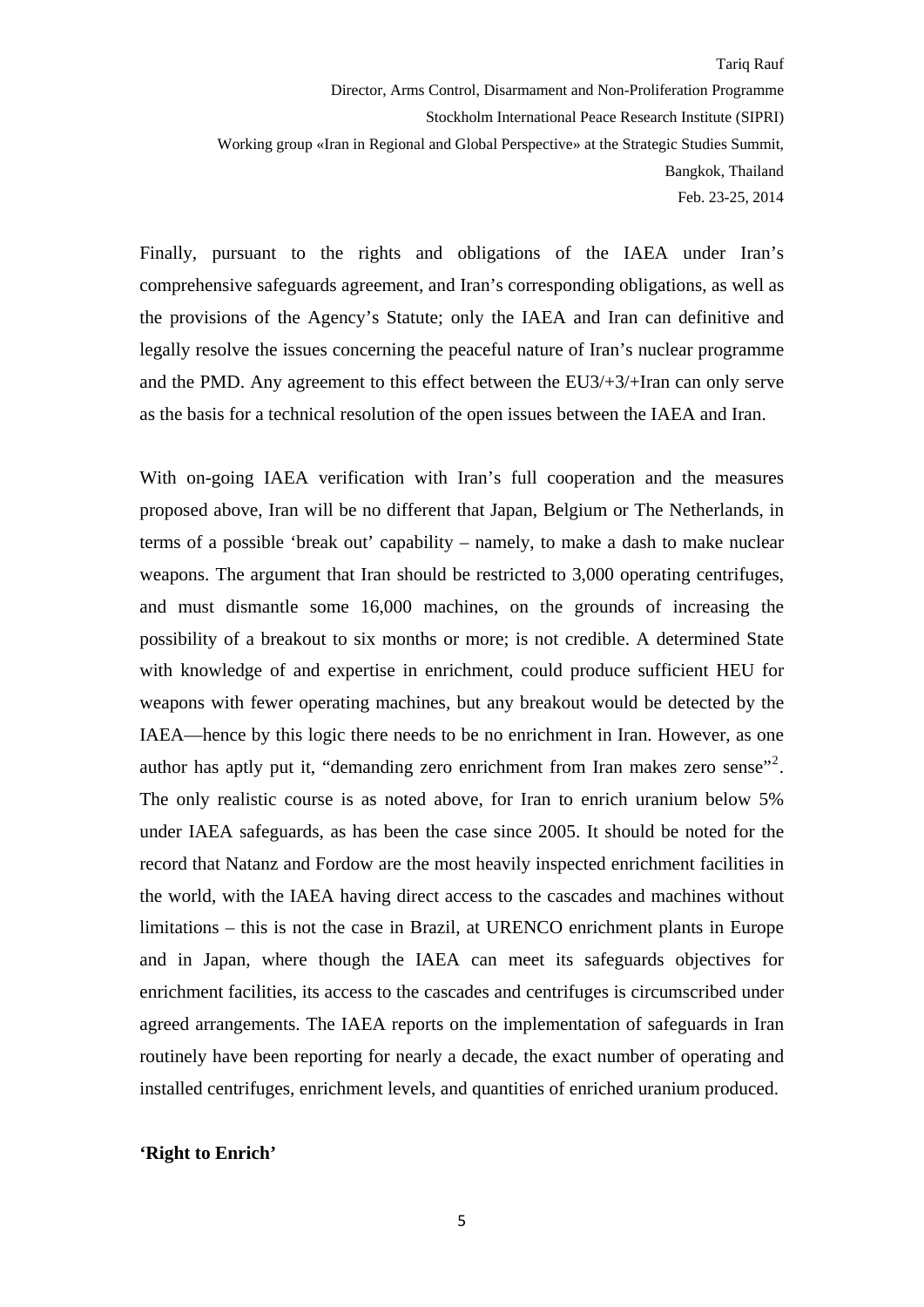Finally, pursuant to the rights and obligations of the IAEA under Iran's comprehensive safeguards agreement, and Iran's corresponding obligations, as well as the provisions of the Agency's Statute; only the IAEA and Iran can definitive and legally resolve the issues concerning the peaceful nature of Iran's nuclear programme and the PMD. Any agreement to this effect between the EU3/+3/+Iran can only serve as the basis for a technical resolution of the open issues between the IAEA and Iran.

With on-going IAEA verification with Iran's full cooperation and the measures proposed above, Iran will be no different that Japan, Belgium or The Netherlands, in terms of a possible 'break out' capability – namely, to make a dash to make nuclear weapons. The argument that Iran should be restricted to 3,000 operating centrifuges, and must dismantle some 16,000 machines, on the grounds of increasing the possibility of a breakout to six months or more; is not credible. A determined State with knowledge of and expertise in enrichment, could produce sufficient HEU for weapons with fewer operating machines, but any breakout would be detected by the IAEA—hence by this logic there needs to be no enrichment in Iran. However, as one author has aptly put it, "demanding zero enrichment from Iran makes zero sense"[2]. The only realistic course is as noted above, for Iran to enrich uranium below 5% under IAEA safeguards, as has been the case since 2005. It should be noted for the record that Natanz and Fordow are the most heavily inspected enrichment facilities in the world, with the IAEA having direct access to the cascades and machines without limitations – this is not the case in Brazil, at URENCO enrichment plants in Europe and in Japan, where though the IAEA can meet its safeguards objectives for enrichment facilities, its access to the cascades and centrifuges is circumscribed under agreed arrangements. The IAEA reports on the implementation of safeguards in Iran routinely have been reporting for nearly a decade, the exact number of operating and installed centrifuges, enrichment levels, and quantities of enriched uranium produced.

**'Right to Enrich'**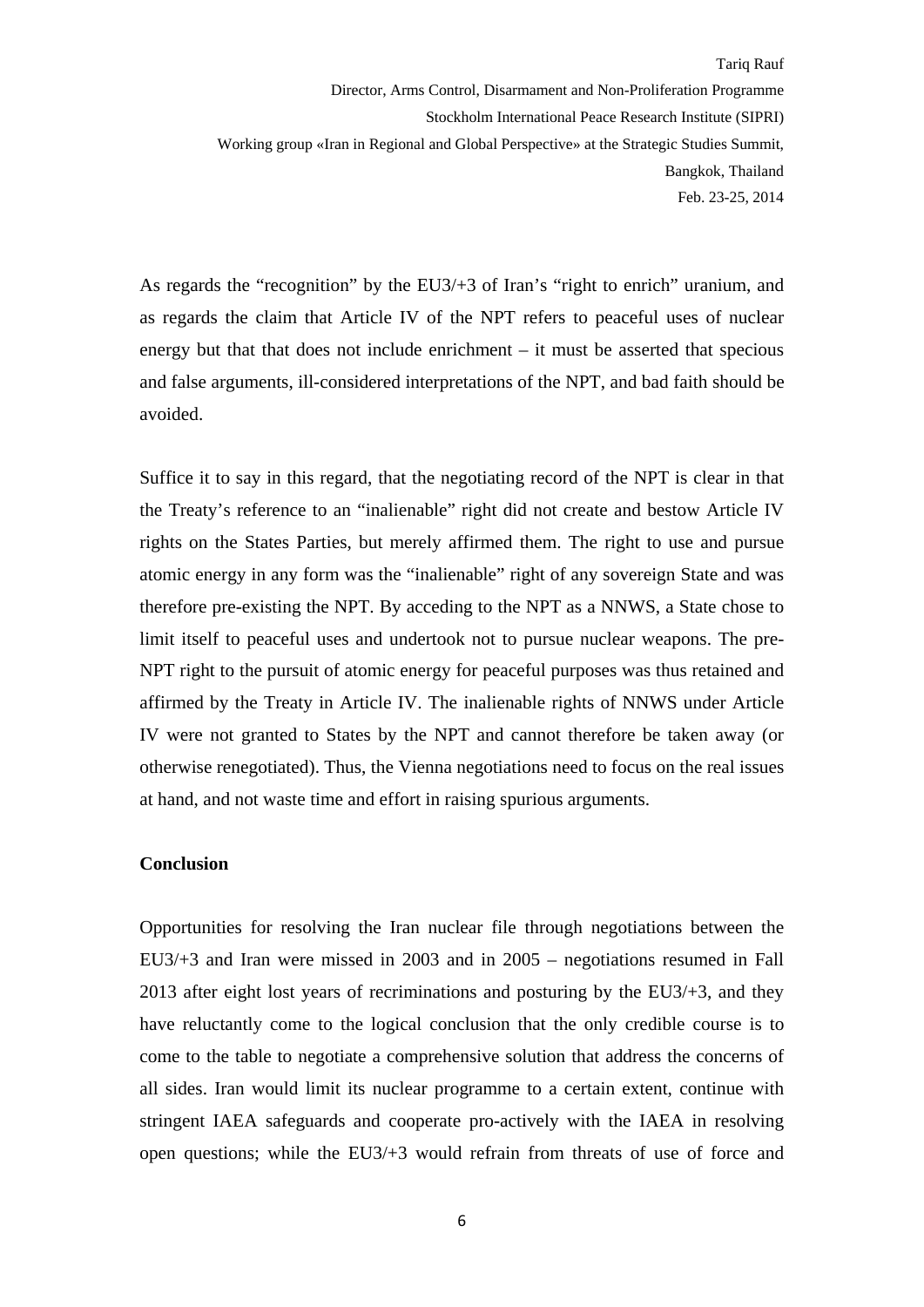As regards the "recognition" by the EU3/+3 of Iran's "right to enrich" uranium, and as regards the claim that Article IV of the NPT refers to peaceful uses of nuclear energy but that that does not include enrichment – it must be asserted that specious and false arguments, ill-considered interpretations of the NPT, and bad faith should be avoided.

Suffice it to say in this regard, that the negotiating record of the NPT is clear in that the Treaty's reference to an "inalienable" right did not create and bestow Article IV rights on the States Parties, but merely affirmed them. The right to use and pursue atomic energy in any form was the "inalienable" right of any sovereign State and was therefore pre-existing the NPT. By acceding to the NPT as a NNWS, a State chose to limit itself to peaceful uses and undertook not to pursue nuclear weapons. The pre-NPT right to the pursuit of atomic energy for peaceful purposes was thus retained and affirmed by the Treaty in Article IV. The inalienable rights of NNWS under Article IV were not granted to States by the NPT and cannot therefore be taken away (or otherwise renegotiated). Thus, the Vienna negotiations need to focus on the real issues at hand, and not waste time and effort in raising spurious arguments.

**Conclusion**

Opportunities for resolving the Iran nuclear file through negotiations between the EU3/+3 and Iran were missed in 2003 and in 2005 – negotiations resumed in Fall 2013 after eight lost years of recriminations and posturing by the EU3/+3, and they have reluctantly come to the logical conclusion that the only credible course is to come to the table to negotiate a comprehensive solution that address the concerns of all sides. Iran would limit its nuclear programme to a certain extent, continue with stringent IAEA safeguards and cooperate pro-actively with the IAEA in resolving open questions; while the EU3/+3 would refrain from threats of use of force and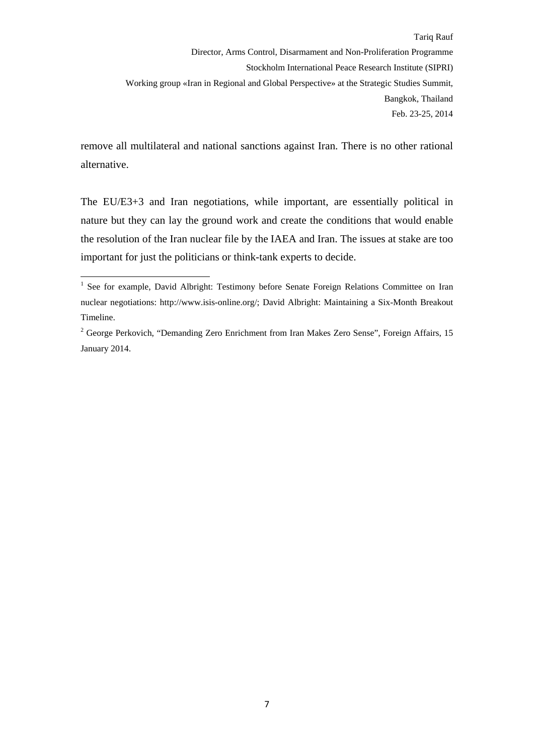remove all multilateral and national sanctions against Iran. There is no other rational alternative.

The EU/E3+3 and Iran negotiations, while important, are essentially political in nature but they can lay the ground work and create the conditions that would enable the resolution of the Iran nuclear file by the IAEA and Iran. The issues at stake are too important for just the politicians or think-tank experts to decide.

---

[1] See for example, David Albright: Testimony before Senate Foreign Relations Committee on Iran nuclear negotiations: http://www.isis-online.org/; David Albright: Maintaining a Six-Month Breakout Timeline.

[2] George Perkovich, "Demanding Zero Enrichment from Iran Makes Zero Sense", Foreign Affairs, 15 January 2014.